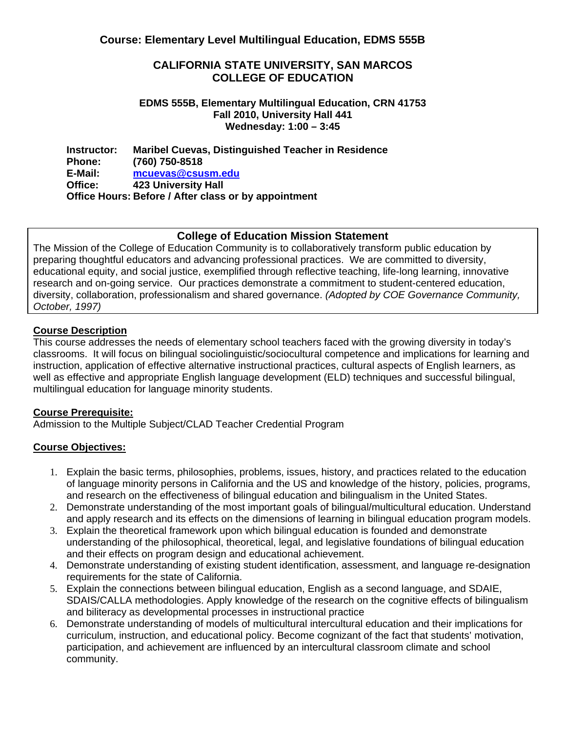## Course: Elementary Level Multilingual Education, EDMS 555B

# CALIFORNIA STATE UNIVERSITY, SAN MARCOS
# COLLEGE OF EDUCATION

**EDMS 555B, Elementary Multilingual Education, CRN 41753**
**Fall 2010, University Hall 441**
**Wednesday: 1:00 – 3:45**

**Instructor:** **Maribel Cuevas, Distinguished Teacher in Residence**
**Phone:** **(760) 750-8518**
**E-Mail:** **mcuevas@csusm.edu**
**Office:** **423 University Hall**
**Office Hours: Before / After class or by appointment**

### College of Education Mission Statement

The Mission of the College of Education Community is to collaboratively transform public education by preparing thoughtful educators and advancing professional practices. We are committed to diversity, educational equity, and social justice, exemplified through reflective teaching, life-long learning, innovative research and on-going service. Our practices demonstrate a commitment to student-centered education, diversity, collaboration, professionalism and shared governance. *(Adopted by COE Governance Community, October, 1997)*

### Course Description

This course addresses the needs of elementary school teachers faced with the growing diversity in today's classrooms. It will focus on bilingual sociolinguistic/sociocultural competence and implications for learning and instruction, application of effective alternative instructional practices, cultural aspects of English learners, as well as effective and appropriate English language development (ELD) techniques and successful bilingual, multilingual education for language minority students.

### Course Prerequisite:

Admission to the Multiple Subject/CLAD Teacher Credential Program

### Course Objectives:

1. Explain the basic terms, philosophies, problems, issues, history, and practices related to the education of language minority persons in California and the US and knowledge of the history, policies, programs, and research on the effectiveness of bilingual education and bilingualism in the United States.
2. Demonstrate understanding of the most important goals of bilingual/multicultural education. Understand and apply research and its effects on the dimensions of learning in bilingual education program models.
3. Explain the theoretical framework upon which bilingual education is founded and demonstrate understanding of the philosophical, theoretical, legal, and legislative foundations of bilingual education and their effects on program design and educational achievement.
4. Demonstrate understanding of existing student identification, assessment, and language re-designation requirements for the state of California.
5. Explain the connections between bilingual education, English as a second language, and SDAIE, SDAIS/CALLA methodologies. Apply knowledge of the research on the cognitive effects of bilingualism and biliteracy as developmental processes in instructional practice
6. Demonstrate understanding of models of multicultural intercultural education and their implications for curriculum, instruction, and educational policy. Become cognizant of the fact that students' motivation, participation, and achievement are influenced by an intercultural classroom climate and school community.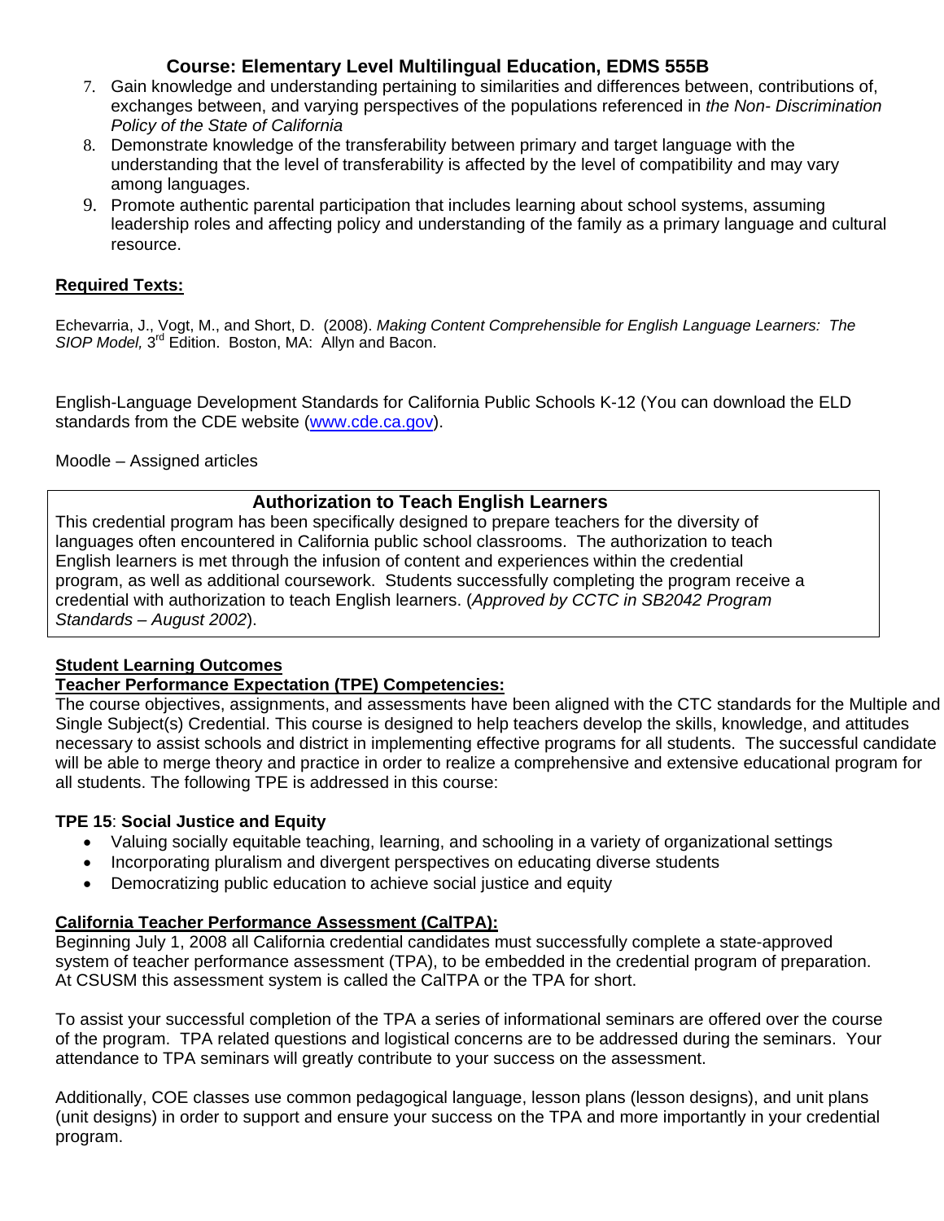# Course: Elementary Level Multilingual Education, EDMS 555B

7. Gain knowledge and understanding pertaining to similarities and differences between, contributions of, exchanges between, and varying perspectives of the populations referenced in *the Non- Discrimination Policy of the State of California*
8. Demonstrate knowledge of the transferability between primary and target language with the understanding that the level of transferability is affected by the level of compatibility and may vary among languages.
9. Promote authentic parental participation that includes learning about school systems, assuming leadership roles and affecting policy and understanding of the family as a primary language and cultural resource.

**Required Texts:**

Echevarria, J., Vogt, M., and Short, D. (2008). *Making Content Comprehensible for English Language Learners: The SIOP Model,* 3rd Edition. Boston, MA: Allyn and Bacon.

English-Language Development Standards for California Public Schools K-12 (You can download the ELD standards from the CDE website (www.cde.ca.gov).

Moodle – Assigned articles

**Authorization to Teach English Learners**

This credential program has been specifically designed to prepare teachers for the diversity of languages often encountered in California public school classrooms. The authorization to teach English learners is met through the infusion of content and experiences within the credential program, as well as additional coursework. Students successfully completing the program receive a credential with authorization to teach English learners. (*Approved by CCTC in SB2042 Program Standards – August 2002*).

**Student Learning Outcomes**

**Teacher Performance Expectation (TPE) Competencies:**

The course objectives, assignments, and assessments have been aligned with the CTC standards for the Multiple and Single Subject(s) Credential. This course is designed to help teachers develop the skills, knowledge, and attitudes necessary to assist schools and district in implementing effective programs for all students. The successful candidate will be able to merge theory and practice in order to realize a comprehensive and extensive educational program for all students. The following TPE is addressed in this course:

**TPE 15**: **Social Justice and Equity**

- Valuing socially equitable teaching, learning, and schooling in a variety of organizational settings
- Incorporating pluralism and divergent perspectives on educating diverse students
- Democratizing public education to achieve social justice and equity

**California Teacher Performance Assessment (CalTPA):**

Beginning July 1, 2008 all California credential candidates must successfully complete a state-approved system of teacher performance assessment (TPA), to be embedded in the credential program of preparation. At CSUSM this assessment system is called the CalTPA or the TPA for short.

To assist your successful completion of the TPA a series of informational seminars are offered over the course of the program. TPA related questions and logistical concerns are to be addressed during the seminars. Your attendance to TPA seminars will greatly contribute to your success on the assessment.

Additionally, COE classes use common pedagogical language, lesson plans (lesson designs), and unit plans (unit designs) in order to support and ensure your success on the TPA and more importantly in your credential program.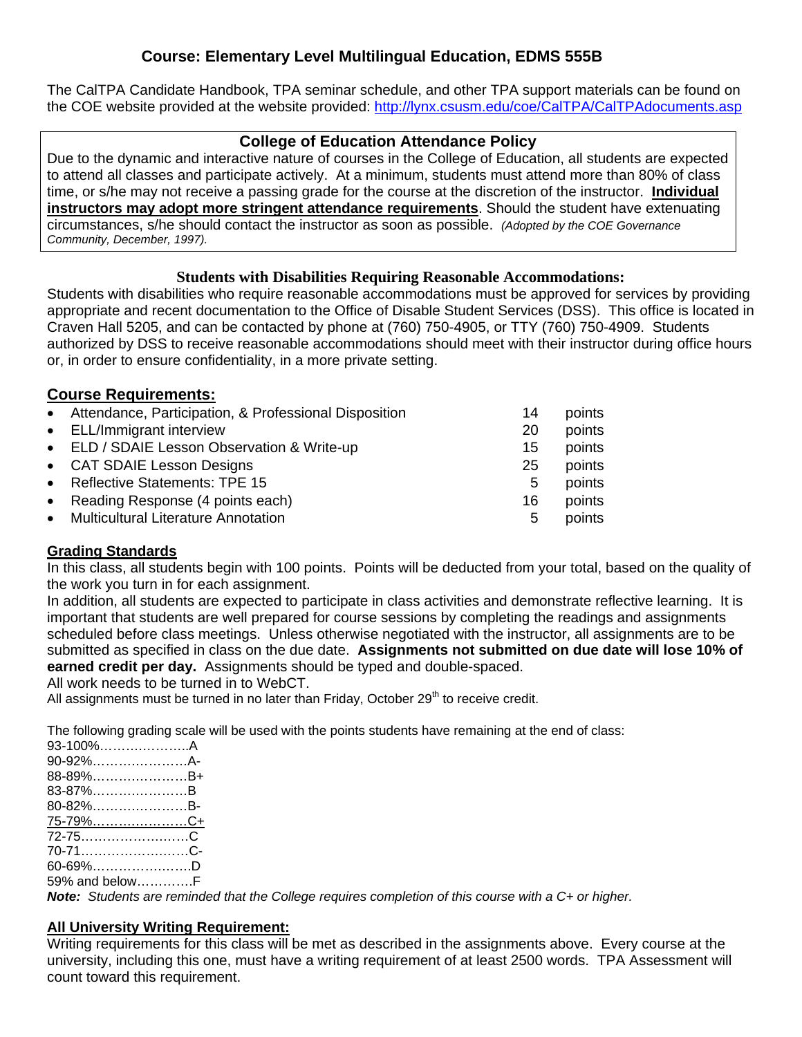# Course: Elementary Level Multilingual Education, EDMS 555B

The CalTPA Candidate Handbook, TPA seminar schedule, and other TPA support materials can be found on the COE website provided at the website provided: http://lynx.csusm.edu/coe/CalTPA/CalTPAdocuments.asp

## College of Education Attendance Policy

Due to the dynamic and interactive nature of courses in the College of Education, all students are expected to attend all classes and participate actively. At a minimum, students must attend more than 80% of class time, or s/he may not receive a passing grade for the course at the discretion of the instructor. **Individual instructors may adopt more stringent attendance requirements**. Should the student have extenuating circumstances, s/he should contact the instructor as soon as possible. *(Adopted by the COE Governance Community, December, 1997).*

## Students with Disabilities Requiring Reasonable Accommodations:

Students with disabilities who require reasonable accommodations must be approved for services by providing appropriate and recent documentation to the Office of Disable Student Services (DSS). This office is located in Craven Hall 5205, and can be contacted by phone at (760) 750-4905, or TTY (760) 750-4909. Students authorized by DSS to receive reasonable accommodations should meet with their instructor during office hours or, in order to ensure confidentiality, in a more private setting.

## Course Requirements:

- Attendance, Participation, & Professional Disposition — 14 points
- ELL/Immigrant interview — 20 points
- ELD / SDAIE Lesson Observation & Write-up — 15 points
- CAT SDAIE Lesson Designs — 25 points
- Reflective Statements: TPE 15 — 5 points
- Reading Response (4 points each) — 16 points
- Multicultural Literature Annotation — 5 points

## Grading Standards

In this class, all students begin with 100 points. Points will be deducted from your total, based on the quality of the work you turn in for each assignment.

In addition, all students are expected to participate in class activities and demonstrate reflective learning. It is important that students are well prepared for course sessions by completing the readings and assignments scheduled before class meetings. Unless otherwise negotiated with the instructor, all assignments are to be submitted as specified in class on the due date. **Assignments not submitted on due date will lose 10% of earned credit per day.** Assignments should be typed and double-spaced.

All work needs to be turned in to WebCT.

All assignments must be turned in no later than Friday, October 29th to receive credit.

The following grading scale will be used with the points students have remaining at the end of class:

93-100%………………..A
90-92%…………………A-
88-89%…………………B+
83-87%…………………B
80-82%…………………B-
75-79%…………………C+
72-75……………………C
70-71……………………C-
60-69%…………………D
59% and below…………F

***Note:** Students are reminded that the College requires completion of this course with a C+ or higher.*

## All University Writing Requirement:

Writing requirements for this class will be met as described in the assignments above. Every course at the university, including this one, must have a writing requirement of at least 2500 words. TPA Assessment will count toward this requirement.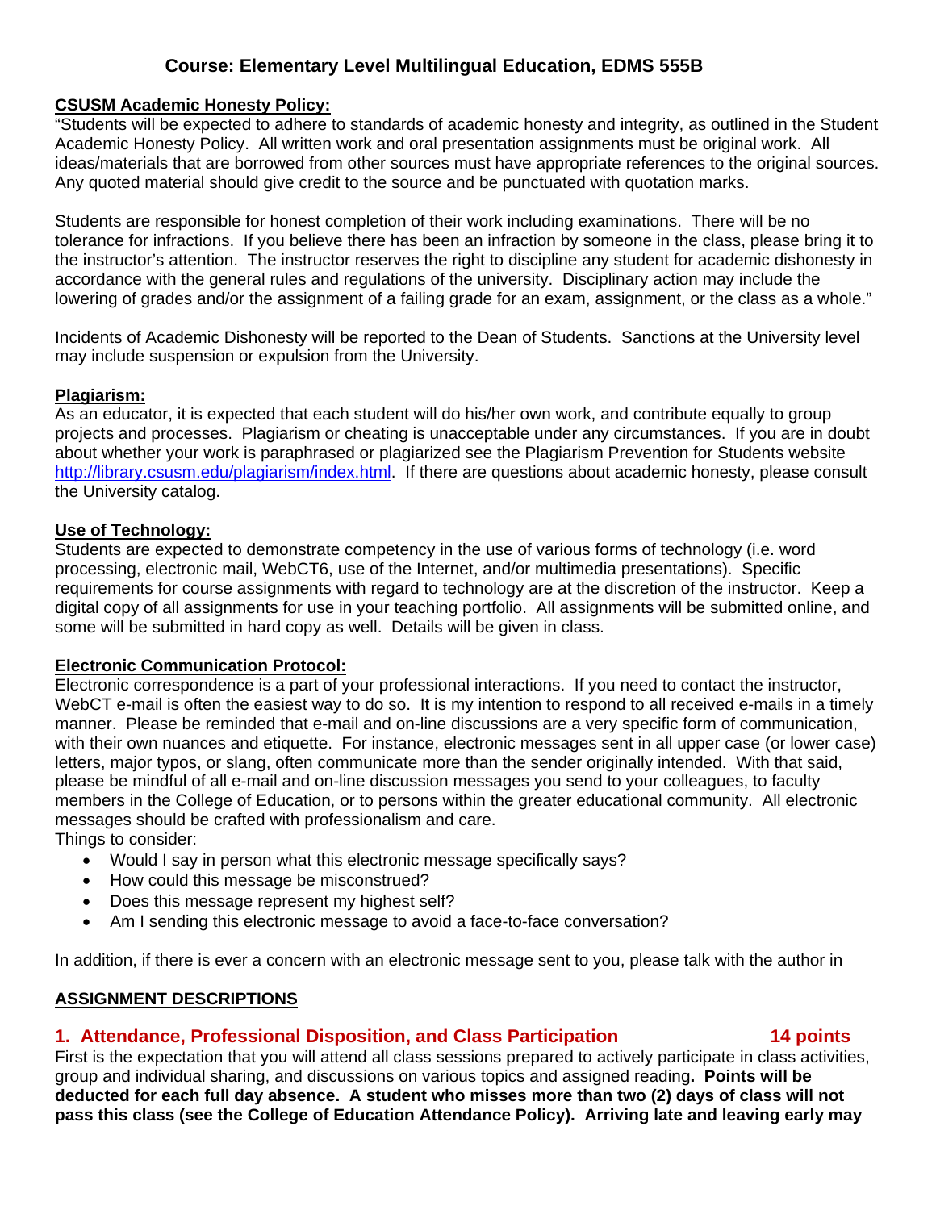## Course: Elementary Level Multilingual Education, EDMS 555B

**CSUSM Academic Honesty Policy:**

"Students will be expected to adhere to standards of academic honesty and integrity, as outlined in the Student Academic Honesty Policy. All written work and oral presentation assignments must be original work. All ideas/materials that are borrowed from other sources must have appropriate references to the original sources. Any quoted material should give credit to the source and be punctuated with quotation marks.

Students are responsible for honest completion of their work including examinations. There will be no tolerance for infractions. If you believe there has been an infraction by someone in the class, please bring it to the instructor's attention. The instructor reserves the right to discipline any student for academic dishonesty in accordance with the general rules and regulations of the university. Disciplinary action may include the lowering of grades and/or the assignment of a failing grade for an exam, assignment, or the class as a whole."

Incidents of Academic Dishonesty will be reported to the Dean of Students. Sanctions at the University level may include suspension or expulsion from the University.

**Plagiarism:**

As an educator, it is expected that each student will do his/her own work, and contribute equally to group projects and processes. Plagiarism or cheating is unacceptable under any circumstances. If you are in doubt about whether your work is paraphrased or plagiarized see the Plagiarism Prevention for Students website http://library.csusm.edu/plagiarism/index.html. If there are questions about academic honesty, please consult the University catalog.

**Use of Technology:**

Students are expected to demonstrate competency in the use of various forms of technology (i.e. word processing, electronic mail, WebCT6, use of the Internet, and/or multimedia presentations). Specific requirements for course assignments with regard to technology are at the discretion of the instructor. Keep a digital copy of all assignments for use in your teaching portfolio. All assignments will be submitted online, and some will be submitted in hard copy as well. Details will be given in class.

**Electronic Communication Protocol:**

Electronic correspondence is a part of your professional interactions. If you need to contact the instructor, WebCT e-mail is often the easiest way to do so. It is my intention to respond to all received e-mails in a timely manner. Please be reminded that e-mail and on-line discussions are a very specific form of communication, with their own nuances and etiquette. For instance, electronic messages sent in all upper case (or lower case) letters, major typos, or slang, often communicate more than the sender originally intended. With that said, please be mindful of all e-mail and on-line discussion messages you send to your colleagues, to faculty members in the College of Education, or to persons within the greater educational community. All electronic messages should be crafted with professionalism and care.

Things to consider:

- Would I say in person what this electronic message specifically says?
- How could this message be misconstrued?
- Does this message represent my highest self?
- Am I sending this electronic message to avoid a face-to-face conversation?

In addition, if there is ever a concern with an electronic message sent to you, please talk with the author in

**ASSIGNMENT DESCRIPTIONS**

### 1. Attendance, Professional Disposition, and Class Participation — 14 points

First is the expectation that you will attend all class sessions prepared to actively participate in class activities, group and individual sharing, and discussions on various topics and assigned reading**. Points will be deducted for each full day absence. A student who misses more than two (2) days of class will not pass this class (see the College of Education Attendance Policy). Arriving late and leaving early may**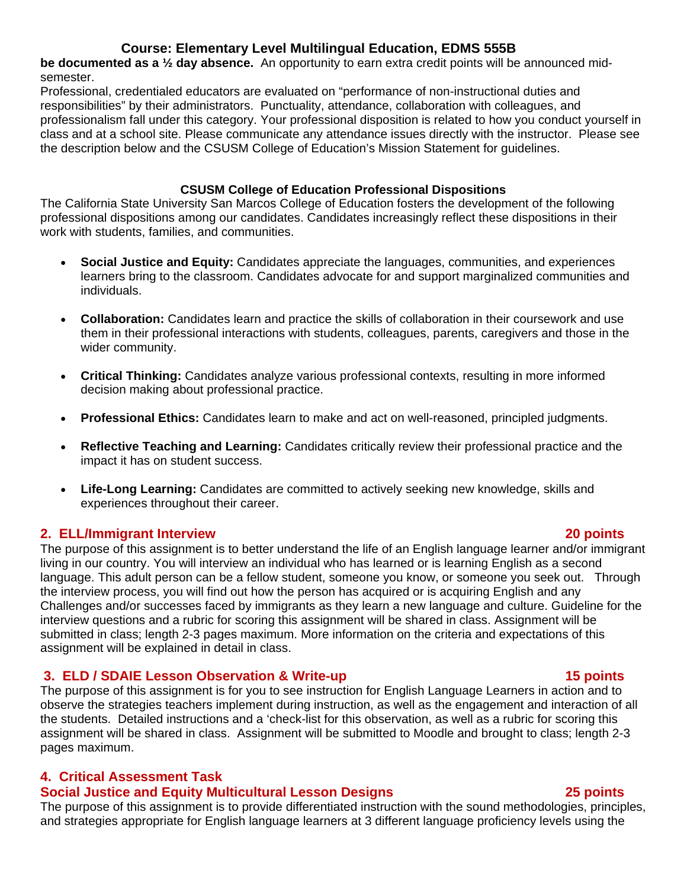**be documented as a ½ day absence.** An opportunity to earn extra credit points will be announced mid-semester.

Professional, credentialed educators are evaluated on "performance of non-instructional duties and responsibilities" by their administrators. Punctuality, attendance, collaboration with colleagues, and professionalism fall under this category. Your professional disposition is related to how you conduct yourself in class and at a school site. Please communicate any attendance issues directly with the instructor. Please see the description below and the CSUSM College of Education's Mission Statement for guidelines.

### CSUSM College of Education Professional Dispositions

The California State University San Marcos College of Education fosters the development of the following professional dispositions among our candidates. Candidates increasingly reflect these dispositions in their work with students, families, and communities.

- **Social Justice and Equity:** Candidates appreciate the languages, communities, and experiences learners bring to the classroom. Candidates advocate for and support marginalized communities and individuals.
- **Collaboration:** Candidates learn and practice the skills of collaboration in their coursework and use them in their professional interactions with students, colleagues, parents, caregivers and those in the wider community.
- **Critical Thinking:** Candidates analyze various professional contexts, resulting in more informed decision making about professional practice.
- **Professional Ethics:** Candidates learn to make and act on well-reasoned, principled judgments.
- **Reflective Teaching and Learning:** Candidates critically review their professional practice and the impact it has on student success.
- **Life-Long Learning:** Candidates are committed to actively seeking new knowledge, skills and experiences throughout their career.

### 2. ELL/Immigrant Interview — 20 points

The purpose of this assignment is to better understand the life of an English language learner and/or immigrant living in our country. You will interview an individual who has learned or is learning English as a second language. This adult person can be a fellow student, someone you know, or someone you seek out. Through the interview process, you will find out how the person has acquired or is acquiring English and any Challenges and/or successes faced by immigrants as they learn a new language and culture. Guideline for the interview questions and a rubric for scoring this assignment will be shared in class. Assignment will be submitted in class; length 2-3 pages maximum. More information on the criteria and expectations of this assignment will be explained in detail in class.

### 3. ELD / SDAIE Lesson Observation & Write-up — 15 points

The purpose of this assignment is for you to see instruction for English Language Learners in action and to observe the strategies teachers implement during instruction, as well as the engagement and interaction of all the students. Detailed instructions and a 'check-list for this observation, as well as a rubric for scoring this assignment will be shared in class. Assignment will be submitted to Moodle and brought to class; length 2-3 pages maximum.

### 4. Critical Assessment Task
### Social Justice and Equity Multicultural Lesson Designs — 25 points

The purpose of this assignment is to provide differentiated instruction with the sound methodologies, principles, and strategies appropriate for English language learners at 3 different language proficiency levels using the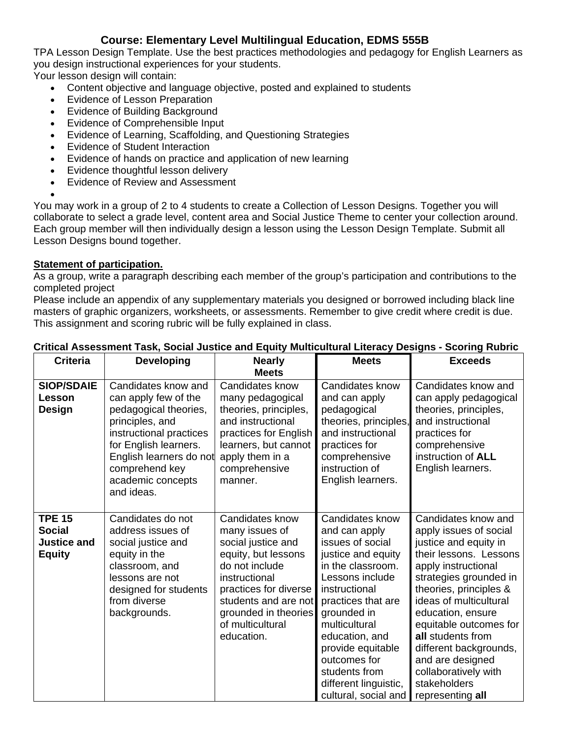**Course: Elementary Level Multilingual Education, EDMS 555B**

TPA Lesson Design Template. Use the best practices methodologies and pedagogy for English Learners as you design instructional experiences for your students.

Your lesson design will contain:

- Content objective and language objective, posted and explained to students
- Evidence of Lesson Preparation
- Evidence of Building Background
- Evidence of Comprehensible Input
- Evidence of Learning, Scaffolding, and Questioning Strategies
- Evidence of Student Interaction
- Evidence of hands on practice and application of new learning
- Evidence thoughtful lesson delivery
- Evidence of Review and Assessment
-

You may work in a group of 2 to 4 students to create a Collection of Lesson Designs. Together you will collaborate to select a grade level, content area and Social Justice Theme to center your collection around. Each group member will then individually design a lesson using the Lesson Design Template. Submit all Lesson Designs bound together.

**Statement of participation.**

As a group, write a paragraph describing each member of the group's participation and contributions to the completed project

Please include an appendix of any supplementary materials you designed or borrowed including black line masters of graphic organizers, worksheets, or assessments. Remember to give credit where credit is due. This assignment and scoring rubric will be fully explained in class.

**Critical Assessment Task, Social Justice and Equity Multicultural Literacy Designs - Scoring Rubric**

| Criteria | Developing | Nearly Meets | Meets | Exceeds |
|---|---|---|---|---|
| **SIOP/SDAIE Lesson Design** | Candidates know and can apply few of the pedagogical theories, principles, and instructional practices for English learners. English learners do not comprehend key academic concepts and ideas. | Candidates know many pedagogical theories, principles, and instructional practices for English learners, but cannot apply them in a comprehensive manner. | Candidates know and can apply pedagogical theories, principles, and instructional practices for comprehensive instruction of English learners. | Candidates know and can apply pedagogical theories, principles, and instructional practices for comprehensive instruction of **ALL** English learners. |
| **TPE 15 Social Justice and Equity** | Candidates do not address issues of social justice and equity in the classroom, and lessons are not designed for students from diverse backgrounds. | Candidates know many issues of social justice and equity, but lessons do not include instructional practices for diverse students and are not grounded in theories of multicultural education. | Candidates know and can apply issues of social justice and equity in the classroom. Lessons include instructional practices that are grounded in multicultural education, and provide equitable outcomes for students from different linguistic, cultural, social and | Candidates know and apply issues of social justice and equity in their lessons. Lessons apply instructional strategies grounded in theories, principles & ideas of multicultural education, ensure equitable outcomes for **all** students from different backgrounds, and are designed collaboratively with stakeholders representing **all** |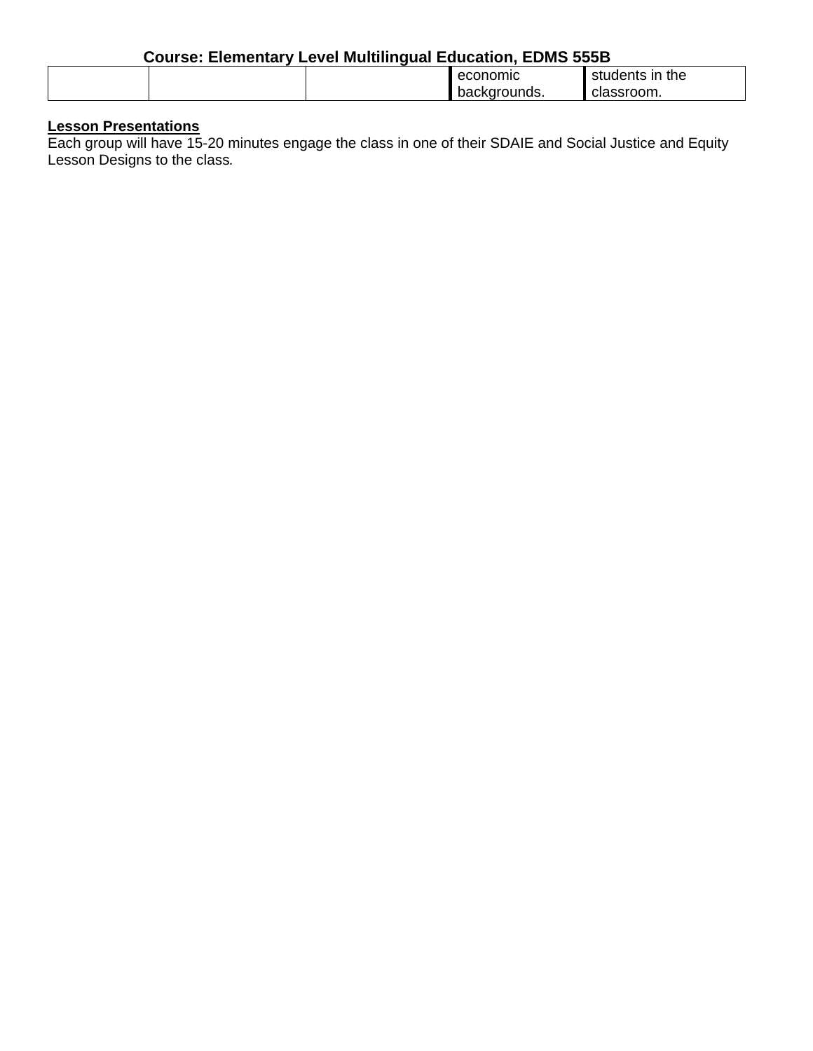|  |  |  | economic backgrounds. | students in the classroom. |
|---|---|---|---|---|

**Lesson Presentations**

Each group will have 15-20 minutes engage the class in one of their SDAIE and Social Justice and Equity Lesson Designs to the class.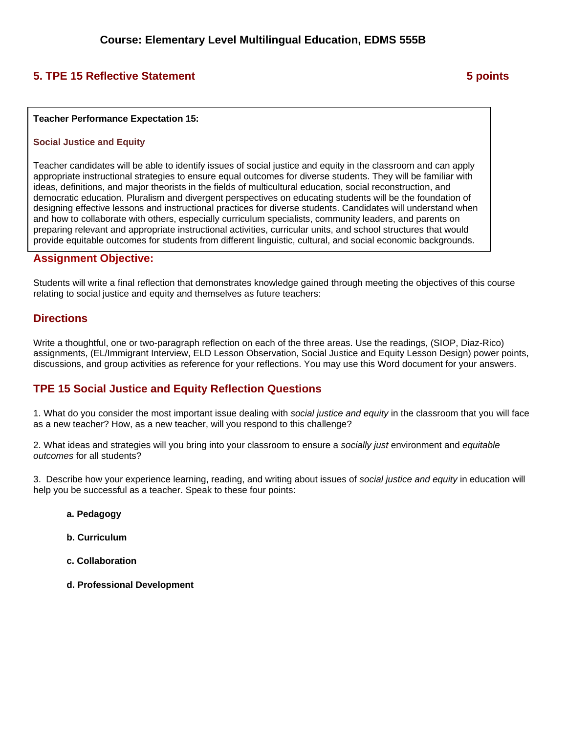**Course: Elementary Level Multilingual Education, EDMS 555B**

## 5. TPE 15 Reflective Statement 5 points

**Teacher Performance Expectation 15:**

**Social Justice and Equity**

Teacher candidates will be able to identify issues of social justice and equity in the classroom and can apply appropriate instructional strategies to ensure equal outcomes for diverse students. They will be familiar with ideas, definitions, and major theorists in the fields of multicultural education, social reconstruction, and democratic education. Pluralism and divergent perspectives on educating students will be the foundation of designing effective lessons and instructional practices for diverse students. Candidates will understand when and how to collaborate with others, especially curriculum specialists, community leaders, and parents on preparing relevant and appropriate instructional activities, curricular units, and school structures that would provide equitable outcomes for students from different linguistic, cultural, and social economic backgrounds.

### Assignment Objective:

Students will write a final reflection that demonstrates knowledge gained through meeting the objectives of this course relating to social justice and equity and themselves as future teachers:

### Directions

Write a thoughtful, one or two-paragraph reflection on each of the three areas. Use the readings, (SIOP, Diaz-Rico) assignments, (EL/Immigrant Interview, ELD Lesson Observation, Social Justice and Equity Lesson Design) power points, discussions, and group activities as reference for your reflections. You may use this Word document for your answers.

### TPE 15 Social Justice and Equity Reflection Questions

1. What do you consider the most important issue dealing with *social justice and equity* in the classroom that you will face as a new teacher? How, as a new teacher, will you respond to this challenge?

2. What ideas and strategies will you bring into your classroom to ensure a *socially just* environment and *equitable outcomes* for all students?

3. Describe how your experience learning, reading, and writing about issues of *social justice and equity* in education will help you be successful as a teacher. Speak to these four points:

   **a. Pedagogy**

   **b. Curriculum**

   **c. Collaboration**

   **d. Professional Development**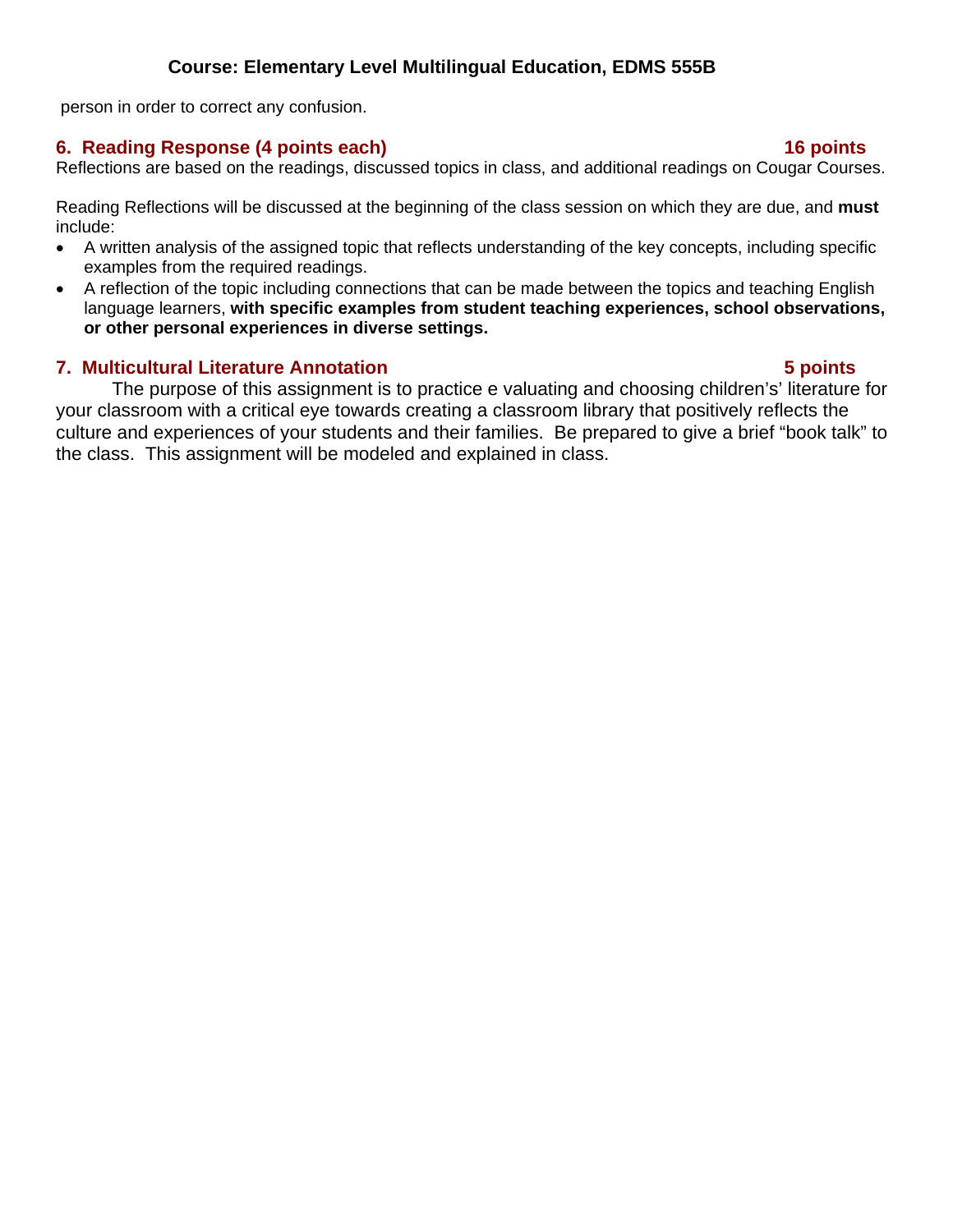person in order to correct any confusion.

### 6. Reading Response (4 points each) 16 points

Reflections are based on the readings, discussed topics in class, and additional readings on Cougar Courses.

Reading Reflections will be discussed at the beginning of the class session on which they are due, and **must** include:

- A written analysis of the assigned topic that reflects understanding of the key concepts, including specific examples from the required readings.
- A reflection of the topic including connections that can be made between the topics and teaching English language learners, **with specific examples from student teaching experiences, school observations, or other personal experiences in diverse settings.**

### 7. Multicultural Literature Annotation 5 points

The purpose of this assignment is to practice e valuating and choosing children's' literature for your classroom with a critical eye towards creating a classroom library that positively reflects the culture and experiences of your students and their families. Be prepared to give a brief "book talk" to the class. This assignment will be modeled and explained in class.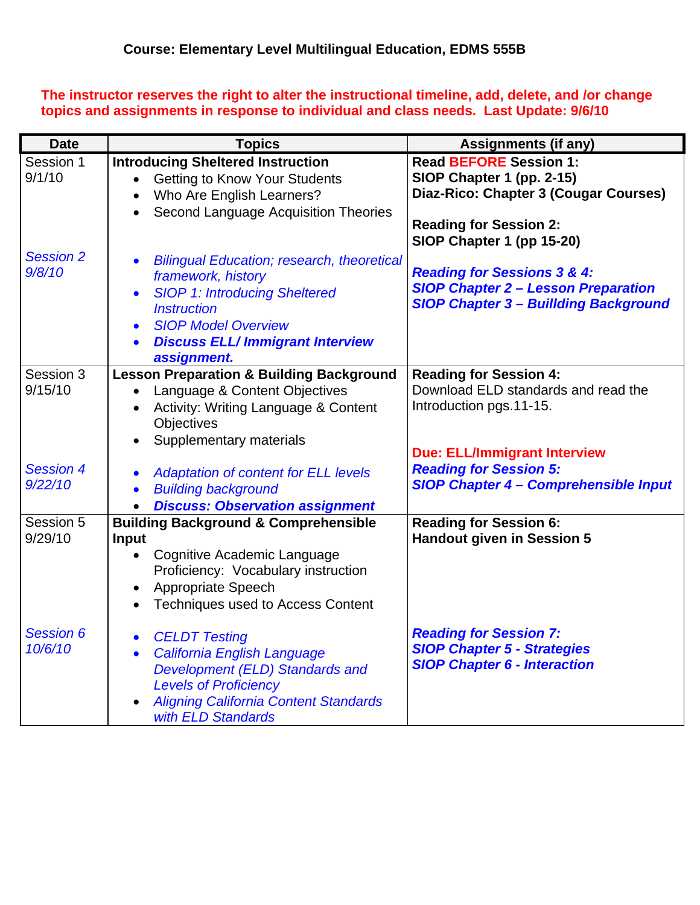**Course: Elementary Level Multilingual Education, EDMS 555B**

**The instructor reserves the right to alter the instructional timeline, add, delete, and /or change topics and assignments in response to individual and class needs. Last Update: 9/6/10**

| Date | Topics | Assignments (if any) |
|---|---|---|
| Session 1 9/1/10 | **Introducing Sheltered Instruction** <br>• Getting to Know Your Students <br>• Who Are English Learners? <br>• Second Language Acquisition Theories | **Read BEFORE Session 1:** <br>**SIOP Chapter 1 (pp. 2-15)** <br>**Diaz-Rico: Chapter 3 (Cougar Courses)** <br><br>**Reading for Session 2:** <br>**SIOP Chapter 1 (pp 15-20)** |
| *Session 2 9/8/10* | • *Bilingual Education; research, theoretical framework, history* <br>• *SIOP 1: Introducing Sheltered Instruction* <br>• *SIOP Model Overview* <br>• ***Discuss ELL/ Immigrant Interview assignment.*** | ***Reading for Sessions 3 & 4:*** <br>***SIOP Chapter 2 – Lesson Preparation*** <br>***SIOP Chapter 3 – Buillding Background*** |
| Session 3 9/15/10 | **Lesson Preparation & Building Background** <br>• Language & Content Objectives <br>• Activity: Writing Language & Content Objectives <br>• Supplementary materials | **Reading for Session 4:** <br>Download ELD standards and read the Introduction pgs.11-15. |
| *Session 4 9/22/10* | • *Adaptation of content for ELL levels* <br>• *Building background* <br>• ***Discuss: Observation assignment*** | **Due: ELL/Immigrant Interview** <br>***Reading for Session 5:*** <br>***SIOP Chapter 4 – Comprehensible Input*** |
| Session 5 9/29/10 | **Building Background & Comprehensible Input** <br>• Cognitive Academic Language Proficiency: Vocabulary instruction <br>• Appropriate Speech <br>• Techniques used to Access Content | **Reading for Session 6:** <br>**Handout given in Session 5** |
| *Session 6 10/6/10* | • *CELDT Testing* <br>• *California English Language Development (ELD) Standards and Levels of Proficiency* <br>• *Aligning California Content Standards with ELD Standards* | ***Reading for Session 7:*** <br>***SIOP Chapter 5 - Strategies*** <br>***SIOP Chapter 6 - Interaction*** |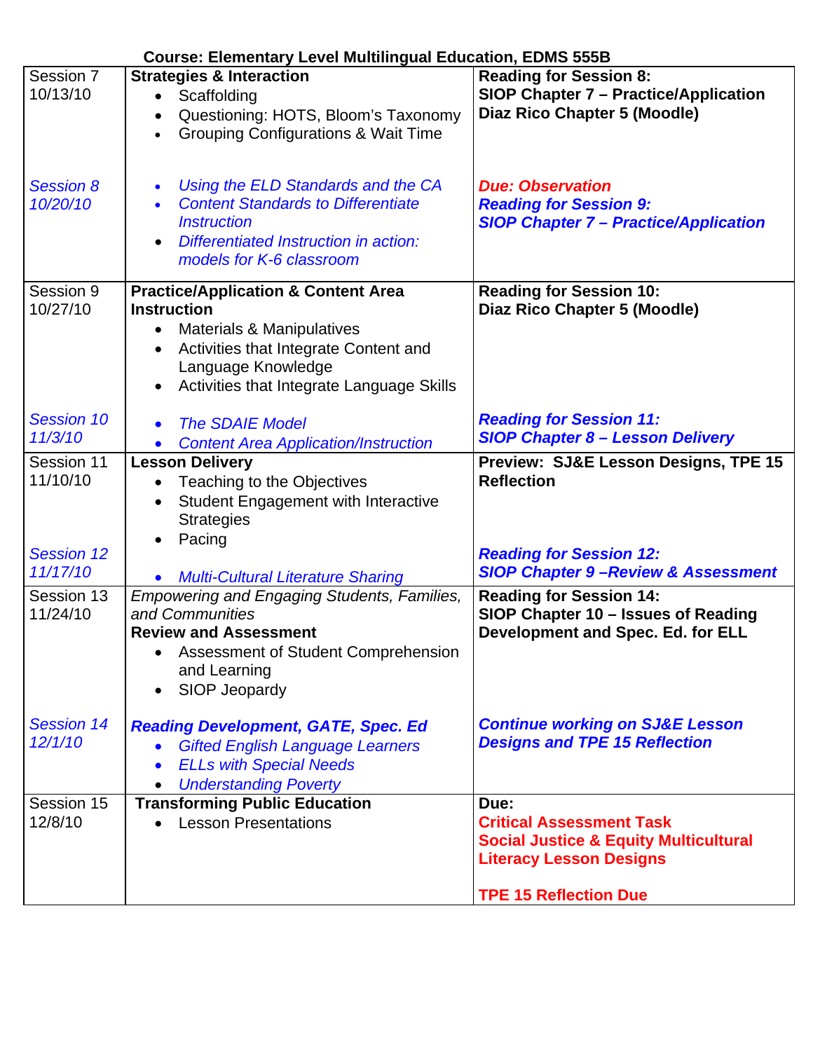**Course: Elementary Level Multilingual Education, EDMS 555B**

| | | |
|---|---|---|
| Session 7<br>10/13/10 | **Strategies & Interaction**<br>• Scaffolding<br>• Questioning: HOTS, Bloom's Taxonomy<br>• Grouping Configurations & Wait Time | **Reading for Session 8:**<br>**SIOP Chapter 7 – Practice/Application**<br>**Diaz Rico Chapter 5 (Moodle)** |
| *Session 8*<br>*10/20/10* | • *Using the ELD Standards and the CA*<br>• *Content Standards to Differentiate Instruction*<br>• *Differentiated Instruction in action: models for K-6 classroom* | ***Due: Observation***<br>***Reading for Session 9:***<br>***SIOP Chapter 7 – Practice/Application*** |
| Session 9<br>10/27/10 | **Practice/Application & Content Area Instruction**<br>• Materials & Manipulatives<br>• Activities that Integrate Content and Language Knowledge<br>• Activities that Integrate Language Skills | **Reading for Session 10:**<br>**Diaz Rico Chapter 5 (Moodle)** |
| *Session 10*<br>*11/3/10* | • *The SDAIE Model*<br>• *Content Area Application/Instruction* | ***Reading for Session 11:***<br>***SIOP Chapter 8 – Lesson Delivery*** |
| Session 11<br>11/10/10 | **Lesson Delivery**<br>• Teaching to the Objectives<br>• Student Engagement with Interactive Strategies<br>• Pacing | **Preview: SJ&E Lesson Designs, TPE 15 Reflection** |
| *Session 12*<br>*11/17/10* | • *Multi-Cultural Literature Sharing* | ***Reading for Session 12:***<br>***SIOP Chapter 9 –Review & Assessment*** |
| Session 13<br>11/24/10 | *Empowering and Engaging Students, Families, and Communities*<br>**Review and Assessment**<br>• Assessment of Student Comprehension and Learning<br>• SIOP Jeopardy | **Reading for Session 14:**<br>**SIOP Chapter 10 – Issues of Reading Development and Spec. Ed. for ELL** |
| *Session 14*<br>*12/1/10* | ***Reading Development, GATE, Spec. Ed***<br>• *Gifted English Language Learners*<br>• *ELLs with Special Needs*<br>• *Understanding Poverty* | ***Continue working on SJ&E Lesson Designs and TPE 15 Reflection*** |
| Session 15<br>12/8/10 | **Transforming Public Education**<br>• Lesson Presentations | **Due:**<br>**Critical Assessment Task**<br>**Social Justice & Equity Multicultural Literacy Lesson Designs**<br><br>**TPE 15 Reflection Due** |